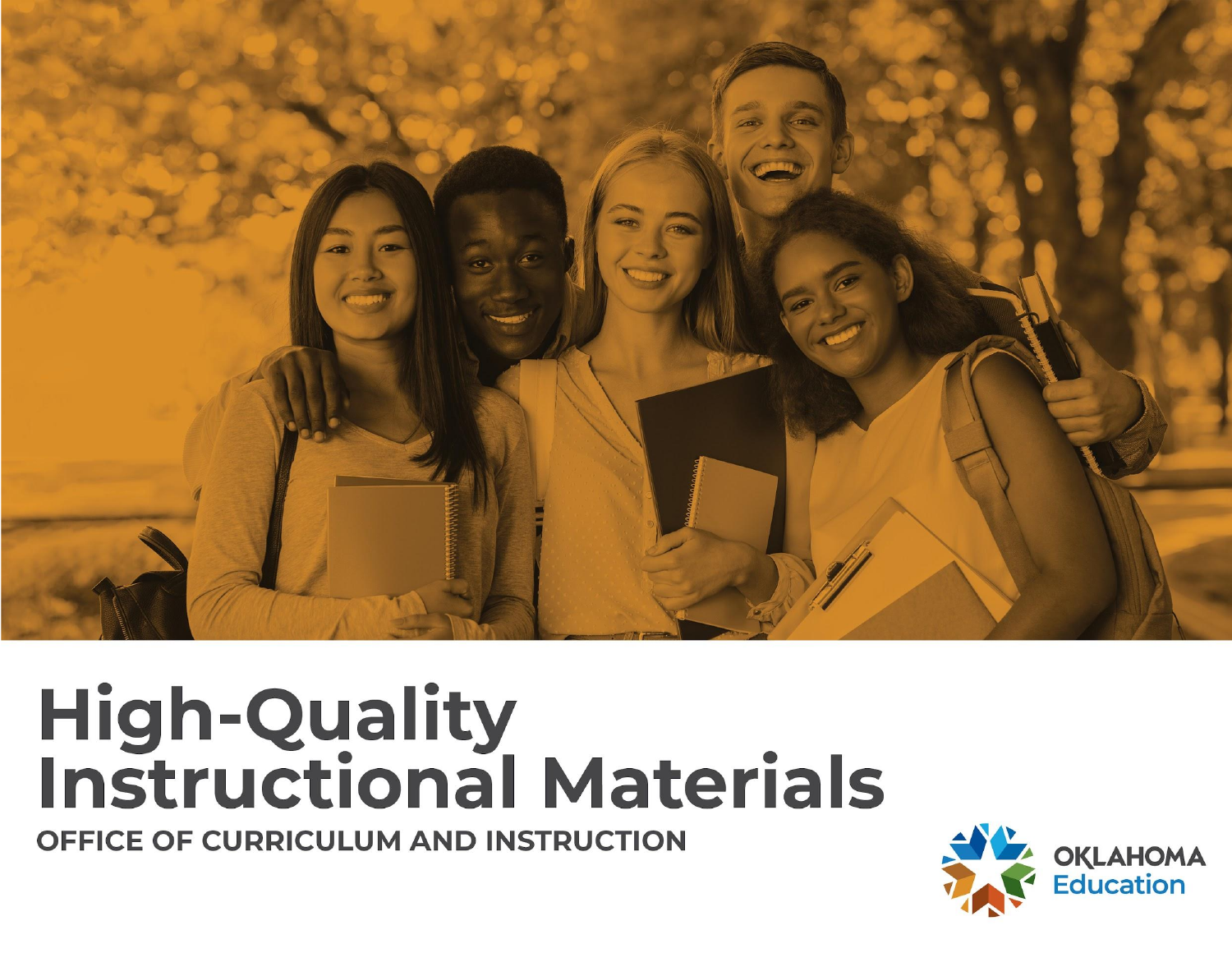# High-Quality Instructional Materials

**OFFICE OF CURRICULUM AND INSTRUCTION**

OKLAHOMA Education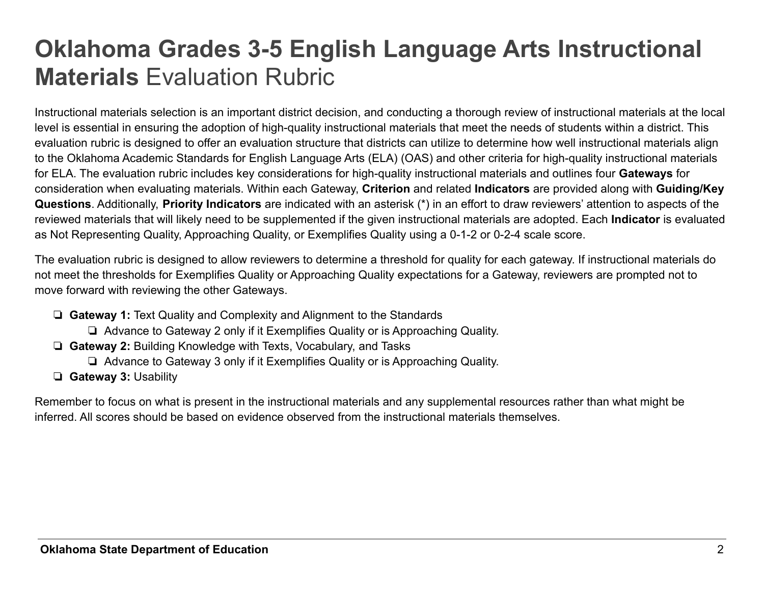# **Oklahoma Grades 3-5 English Language Arts Instructional Materials** Evaluation Rubric

Instructional materials selection is an important district decision, and conducting a thorough review of instructional materials at the local level is essential in ensuring the adoption of high-quality instructional materials that meet the needs of students within a district. This evaluation rubric is designed to offer an evaluation structure that districts can utilize to determine how well instructional materials align to the Oklahoma Academic Standards for English Language Arts (ELA) (OAS) and other criteria for high-quality instructional materials for ELA. The evaluation rubric includes key considerations for high-quality instructional materials and outlines four **Gateways** for consideration when evaluating materials. Within each Gateway, **Criterion** and related **Indicators** are provided along with **Guiding/Key Questions**. Additionally, **Priority Indicators** are indicated with an asterisk (*) in an effort to draw reviewers' attention to aspects of the reviewed materials that will likely need to be supplemented if the given instructional materials are adopted. Each **Indicator** is evaluated as Not Representing Quality, Approaching Quality, or Exemplifies Quality using a 0-1-2 or 0-2-4 scale score.

The evaluation rubric is designed to allow reviewers to determine a threshold for quality for each gateway. If instructional materials do not meet the thresholds for Exemplifies Quality or Approaching Quality expectations for a Gateway, reviewers are prompted not to move forward with reviewing the other Gateways.

- ❏ **Gateway 1:** Text Quality and Complexity and Alignment to the Standards
  - ❏ Advance to Gateway 2 only if it Exemplifies Quality or is Approaching Quality.
- ❏ **Gateway 2:** Building Knowledge with Texts, Vocabulary, and Tasks
  - ❏ Advance to Gateway 3 only if it Exemplifies Quality or is Approaching Quality.
- ❏ **Gateway 3:** Usability

Remember to focus on what is present in the instructional materials and any supplemental resources rather than what might be inferred. All scores should be based on evidence observed from the instructional materials themselves.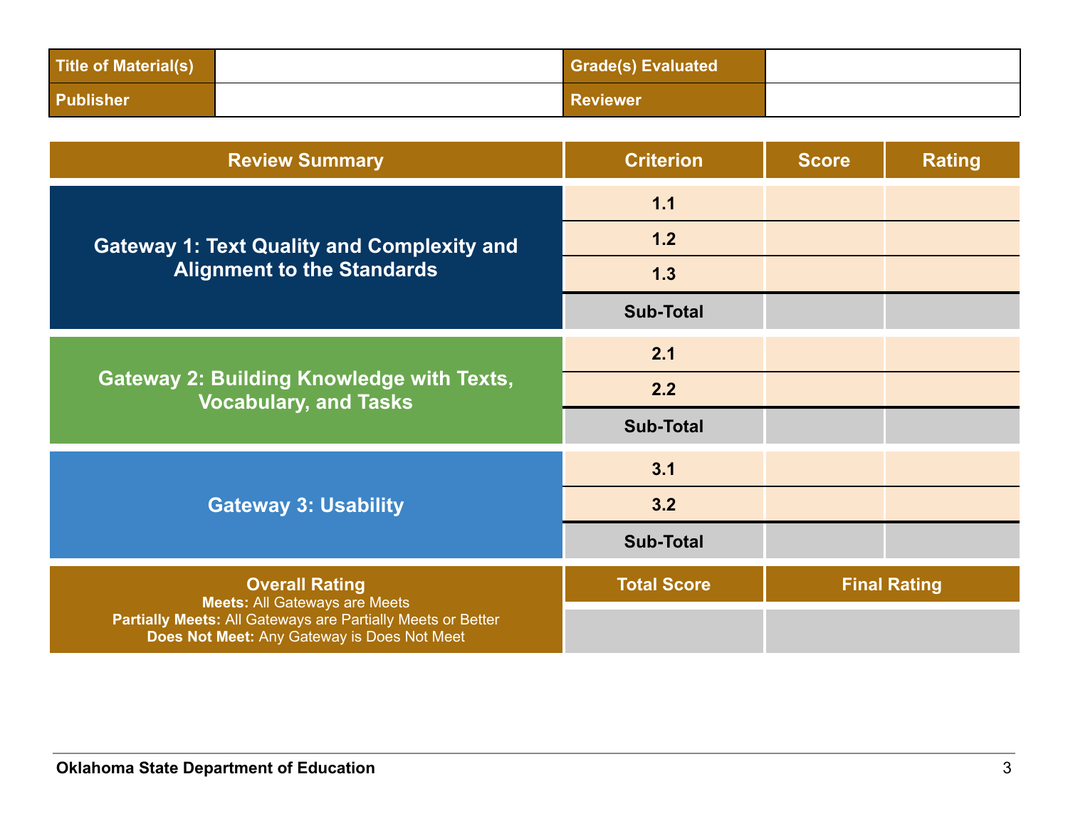| Title of Material(s) | | Grade(s) Evaluated | |
|---|---|---|---|
| Publisher | | Reviewer | |

| Review Summary | Criterion | Score | Rating |
|---|---|---|---|
| Gateway 1: Text Quality and Complexity and Alignment to the Standards | 1.1 | | |
| | 1.2 | | |
| | 1.3 | | |
| | Sub-Total | | |
| Gateway 2: Building Knowledge with Texts, Vocabulary, and Tasks | 2.1 | | |
| | 2.2 | | |
| | Sub-Total | | |
| Gateway 3: Usability | 3.1 | | |
| | 3.2 | | |
| | Sub-Total | | |

| Overall Rating<br>**Meets:** All Gateways are Meets<br>**Partially Meets:** All Gateways are Partially Meets or Better<br>**Does Not Meet:** Any Gateway is Does Not Meet | Total Score | Final Rating |
|---|---|---|
| | | |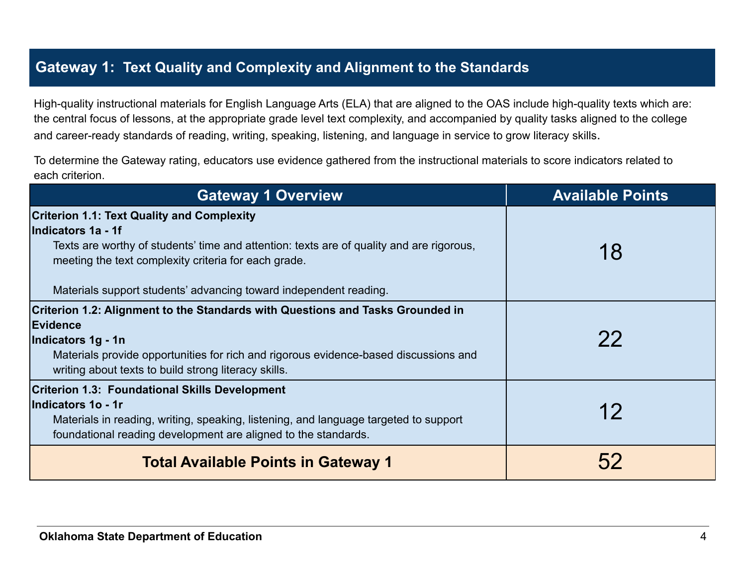## Gateway 1: Text Quality and Complexity and Alignment to the Standards

High-quality instructional materials for English Language Arts (ELA) that are aligned to the OAS include high-quality texts which are: the central focus of lessons, at the appropriate grade level text complexity, and accompanied by quality tasks aligned to the college and career-ready standards of reading, writing, speaking, listening, and language in service to grow literacy skills.

To determine the Gateway rating, educators use evidence gathered from the instructional materials to score indicators related to each criterion.

| Gateway 1 Overview | Available Points |
|---|---|
| **Criterion 1.1: Text Quality and Complexity**<br>**Indicators 1a - 1f**<br>Texts are worthy of students' time and attention: texts are of quality and are rigorous, meeting the text complexity criteria for each grade.<br><br>Materials support students' advancing toward independent reading. | 18 |
| **Criterion 1.2: Alignment to the Standards with Questions and Tasks Grounded in Evidence**<br>**Indicators 1g - 1n**<br>Materials provide opportunities for rich and rigorous evidence-based discussions and writing about texts to build strong literacy skills. | 22 |
| **Criterion 1.3: Foundational Skills Development**<br>**Indicators 1o - 1r**<br>Materials in reading, writing, speaking, listening, and language targeted to support foundational reading development are aligned to the standards. | 12 |
| **Total Available Points in Gateway 1** | 52 |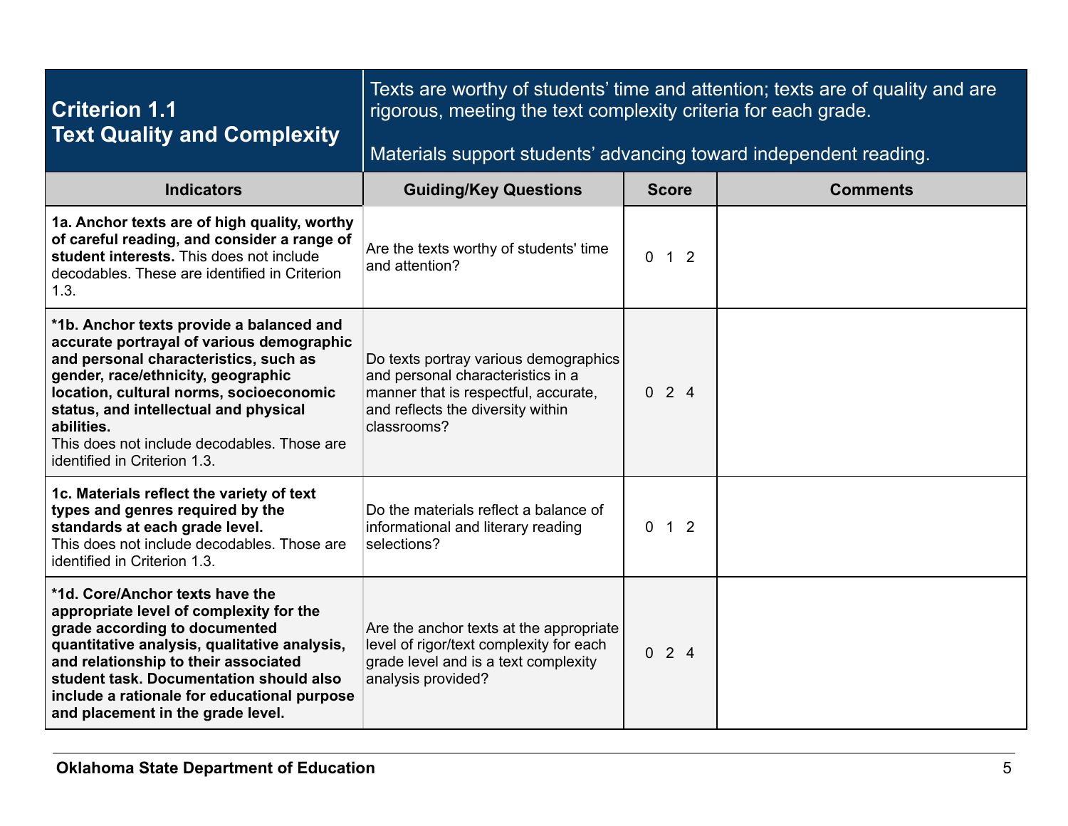| **Criterion 1.1**<br>**Text Quality and Complexity** | Texts are worthy of students' time and attention; texts are of quality and are rigorous, meeting the text complexity criteria for each grade.<br><br>Materials support students' advancing toward independent reading. | | |
|---|---|---|---|
| **Indicators** | **Guiding/Key Questions** | **Score** | **Comments** |
| **1a. Anchor texts are of high quality, worthy of careful reading, and consider a range of student interests.** This does not include decodables. These are identified in Criterion 1.3. | Are the texts worthy of students' time and attention? | 0 1 2 | |
| ***1b. Anchor texts provide a balanced and accurate portrayal of various demographic and personal characteristics, such as gender, race/ethnicity, geographic location, cultural norms, socioeconomic status, and intellectual and physical abilities.**<br>This does not include decodables. Those are identified in Criterion 1.3. | Do texts portray various demographics and personal characteristics in a manner that is respectful, accurate, and reflects the diversity within classrooms? | 0 2 4 | |
| **1c. Materials reflect the variety of text types and genres required by the standards at each grade level.**<br>This does not include decodables. Those are identified in Criterion 1.3. | Do the materials reflect a balance of informational and literary reading selections? | 0 1 2 | |
| ***1d. Core/Anchor texts have the appropriate level of complexity for the grade according to documented quantitative analysis, qualitative analysis, and relationship to their associated student task. Documentation should also include a rationale for educational purpose and placement in the grade level.** | Are the anchor texts at the appropriate level of rigor/text complexity for each grade level and is a text complexity analysis provided? | 0 2 4 | |

**Oklahoma State Department of Education**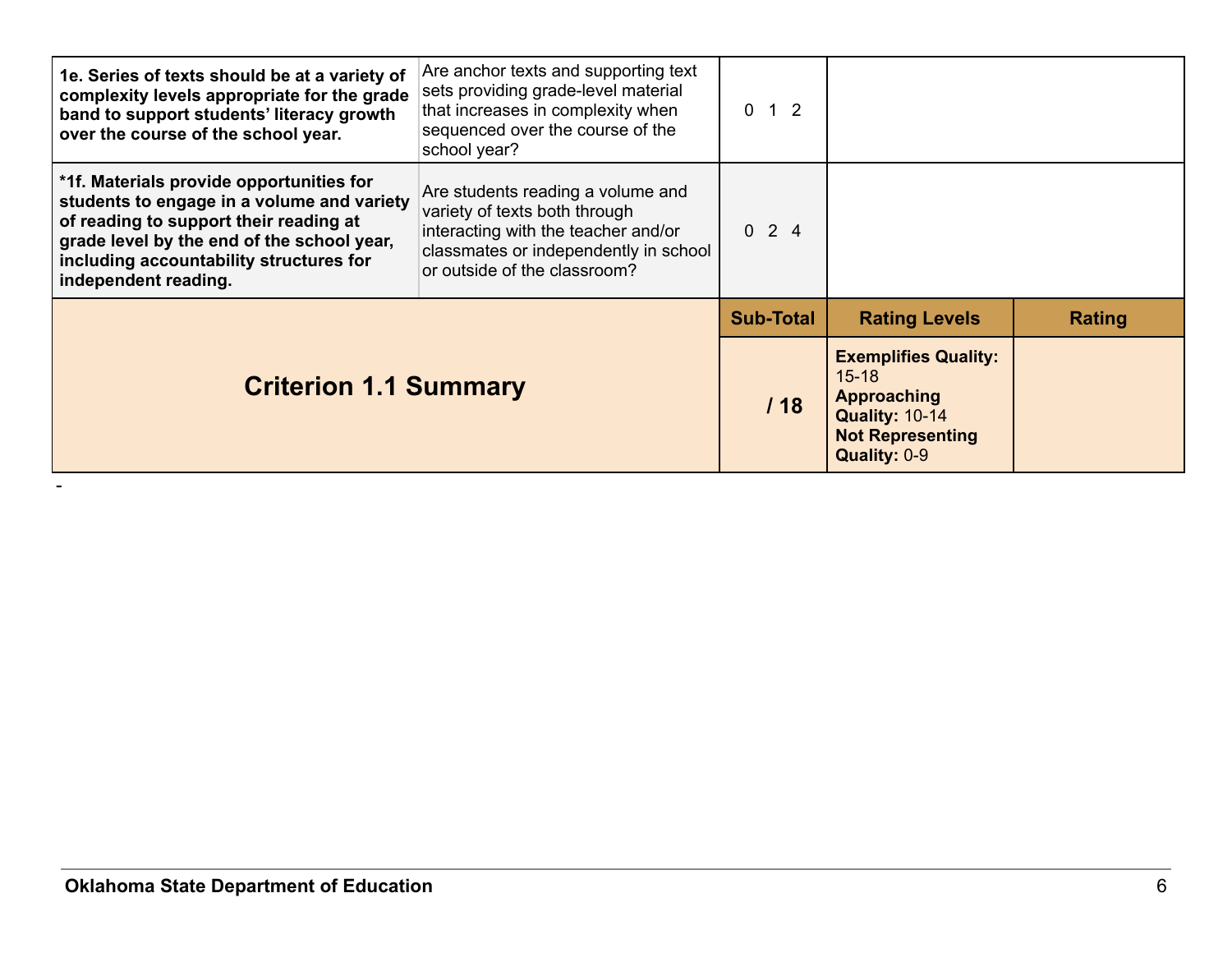| | | | | |
|---|---|---|---|---|
| **1e. Series of texts should be at a variety of complexity levels appropriate for the grade band to support students' literacy growth over the course of the school year.** | Are anchor texts and supporting text sets providing grade-level material that increases in complexity when sequenced over the course of the school year? | 0 1 2 | | |
| **\*1f. Materials provide opportunities for students to engage in a volume and variety of reading to support their reading at grade level by the end of the school year, including accountability structures for independent reading.** | Are students reading a volume and variety of texts both through interacting with the teacher and/or classmates or independently in school or outside of the classroom? | 0 2 4 | | |
| **Criterion 1.1 Summary** | | **Sub-Total** | **Rating Levels** | **Rating** |
| | | **/ 18** | **Exemplifies Quality:** 15-18 **Approaching Quality:** 10-14 **Not Representing Quality:** 0-9 | |

-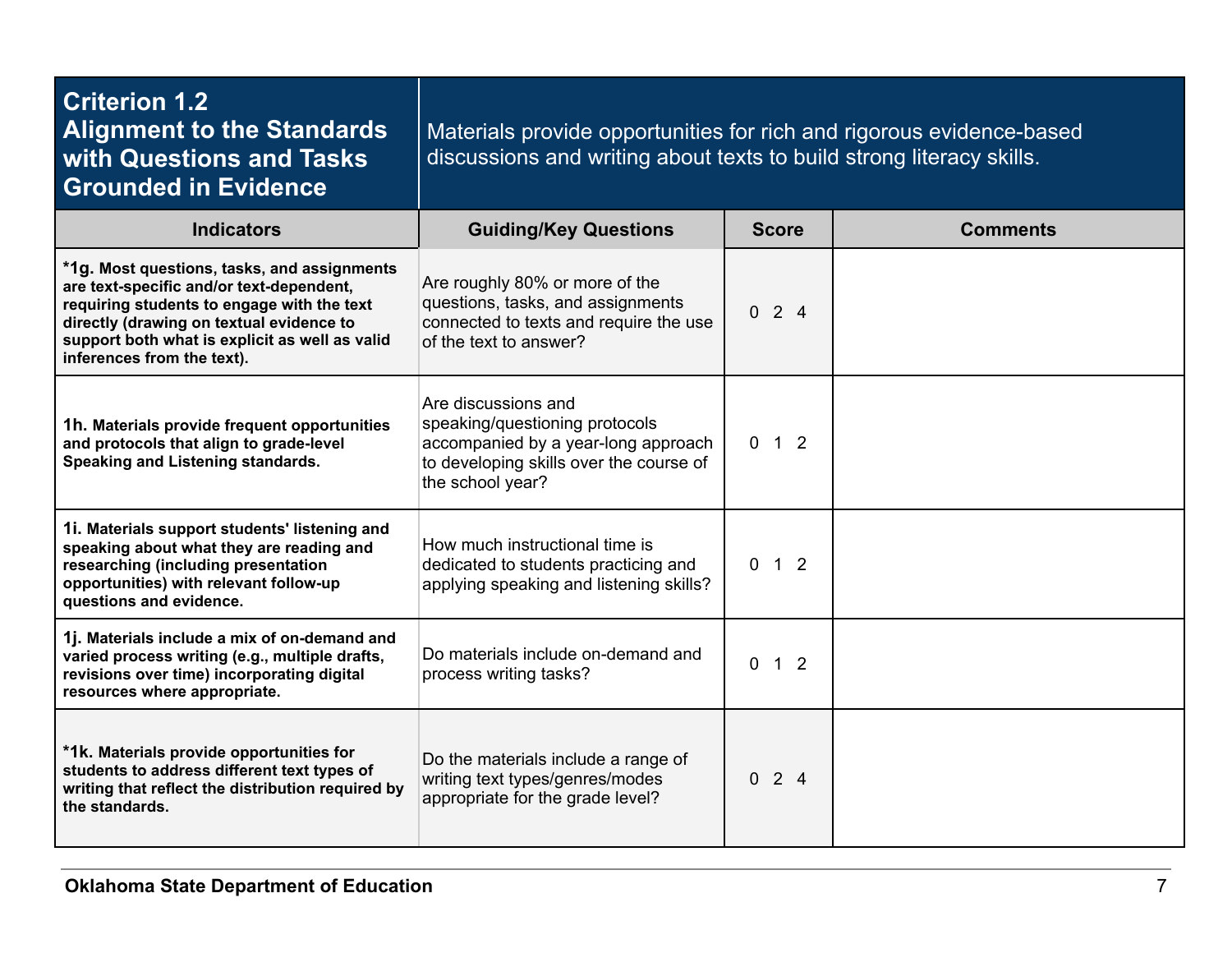| **Criterion 1.2 Alignment to the Standards with Questions and Tasks Grounded in Evidence** | Materials provide opportunities for rich and rigorous evidence-based discussions and writing about texts to build strong literacy skills. | | |
|---|---|---|---|
| **Indicators** | **Guiding/Key Questions** | **Score** | **Comments** |
| ***1g. Most questions, tasks, and assignments are text-specific and/or text-dependent, requiring students to engage with the text directly (drawing on textual evidence to support both what is explicit as well as valid inferences from the text).** | Are roughly 80% or more of the questions, tasks, and assignments connected to texts and require the use of the text to answer? | 0 2 4 | |
| **1h. Materials provide frequent opportunities and protocols that align to grade-level Speaking and Listening standards.** | Are discussions and speaking/questioning protocols accompanied by a year-long approach to developing skills over the course of the school year? | 0 1 2 | |
| **1i. Materials support students' listening and speaking about what they are reading and researching (including presentation opportunities) with relevant follow-up questions and evidence.** | How much instructional time is dedicated to students practicing and applying speaking and listening skills? | 0 1 2 | |
| **1j. Materials include a mix of on-demand and varied process writing (e.g., multiple drafts, revisions over time) incorporating digital resources where appropriate.** | Do materials include on-demand and process writing tasks? | 0 1 2 | |
| ***1k. Materials provide opportunities for students to address different text types of writing that reflect the distribution required by the standards.** | Do the materials include a range of writing text types/genres/modes appropriate for the grade level? | 0 2 4 | |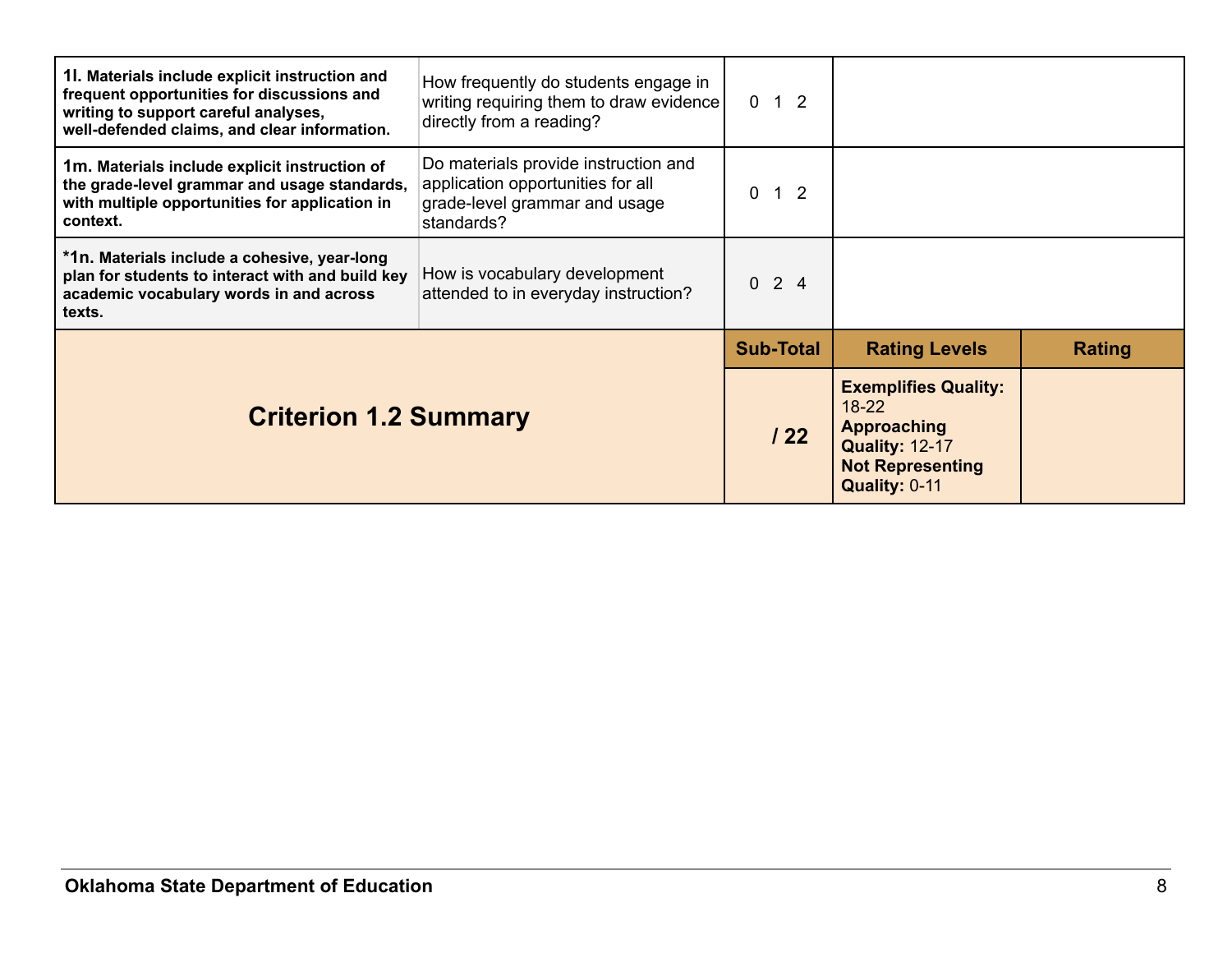| | | | | |
|---|---|---|---|---|
| **1l. Materials include explicit instruction and frequent opportunities for discussions and writing to support careful analyses, well-defended claims, and clear information.** | How frequently do students engage in writing requiring them to draw evidence directly from a reading? | 0 1 2 | | |
| **1m. Materials include explicit instruction of the grade-level grammar and usage standards, with multiple opportunities for application in context.** | Do materials provide instruction and application opportunities for all grade-level grammar and usage standards? | 0 1 2 | | |
| **\*1n. Materials include a cohesive, year-long plan for students to interact with and build key academic vocabulary words in and across texts.** | How is vocabulary development attended to in everyday instruction? | 0 2 4 | | |
| **Criterion 1.2 Summary** | | **Sub-Total** | **Rating Levels** | **Rating** |
| | | **/ 22** | **Exemplifies Quality:** 18-22 **Approaching Quality:** 12-17 **Not Representing Quality:** 0-11 | |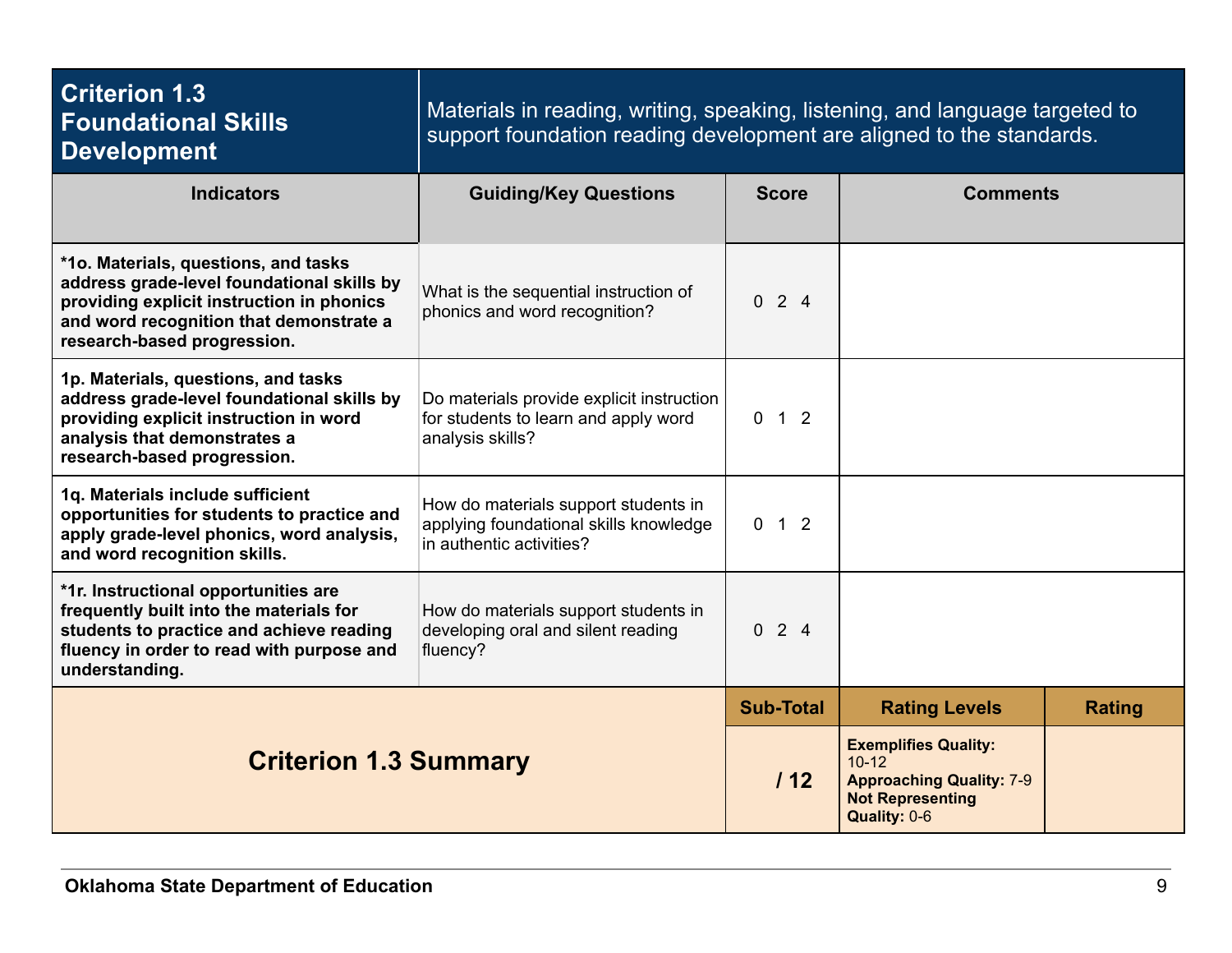| Criterion 1.3 Foundational Skills Development | Materials in reading, writing, speaking, listening, and language targeted to support foundation reading development are aligned to the standards. | | |
|---|---|---|---|
| **Indicators** | **Guiding/Key Questions** | **Score** | **Comments** |
| **\*1o. Materials, questions, and tasks address grade-level foundational skills by providing explicit instruction in phonics and word recognition that demonstrate a research-based progression.** | What is the sequential instruction of phonics and word recognition? | 0 2 4 | |
| **1p. Materials, questions, and tasks address grade-level foundational skills by providing explicit instruction in word analysis that demonstrates a research-based progression.** | Do materials provide explicit instruction for students to learn and apply word analysis skills? | 0 1 2 | |
| **1q. Materials include sufficient opportunities for students to practice and apply grade-level phonics, word analysis, and word recognition skills.** | How do materials support students in applying foundational skills knowledge in authentic activities? | 0 1 2 | |
| **\*1r. Instructional opportunities are frequently built into the materials for students to practice and achieve reading fluency in order to read with purpose and understanding.** | How do materials support students in developing oral and silent reading fluency? | 0 2 4 | |

| Criterion 1.3 Summary | Sub-Total | Rating Levels | Rating |
|---|---|---|---|
| | **/ 12** | **Exemplifies Quality:** 10-12 **Approaching Quality:** 7-9 **Not Representing Quality:** 0-6 | |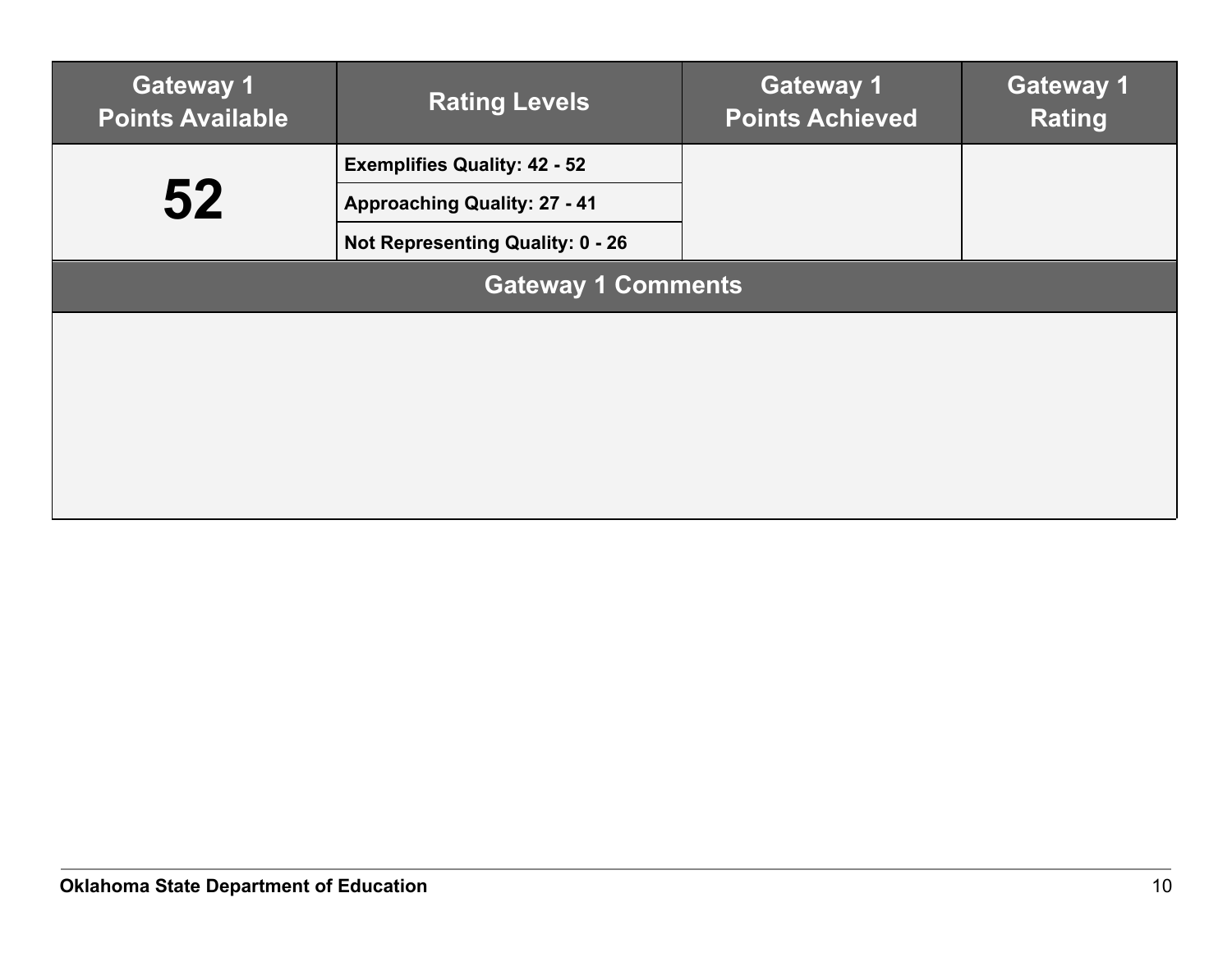| Gateway 1 Points Available | Rating Levels | Gateway 1 Points Achieved | Gateway 1 Rating |
|---|---|---|---|
| **52** | **Exemplifies Quality: 42 - 52** | | |
| | **Approaching Quality: 27 - 41** | | |
| | **Not Representing Quality: 0 - 26** | | |

| Gateway 1 Comments |
|---|
| |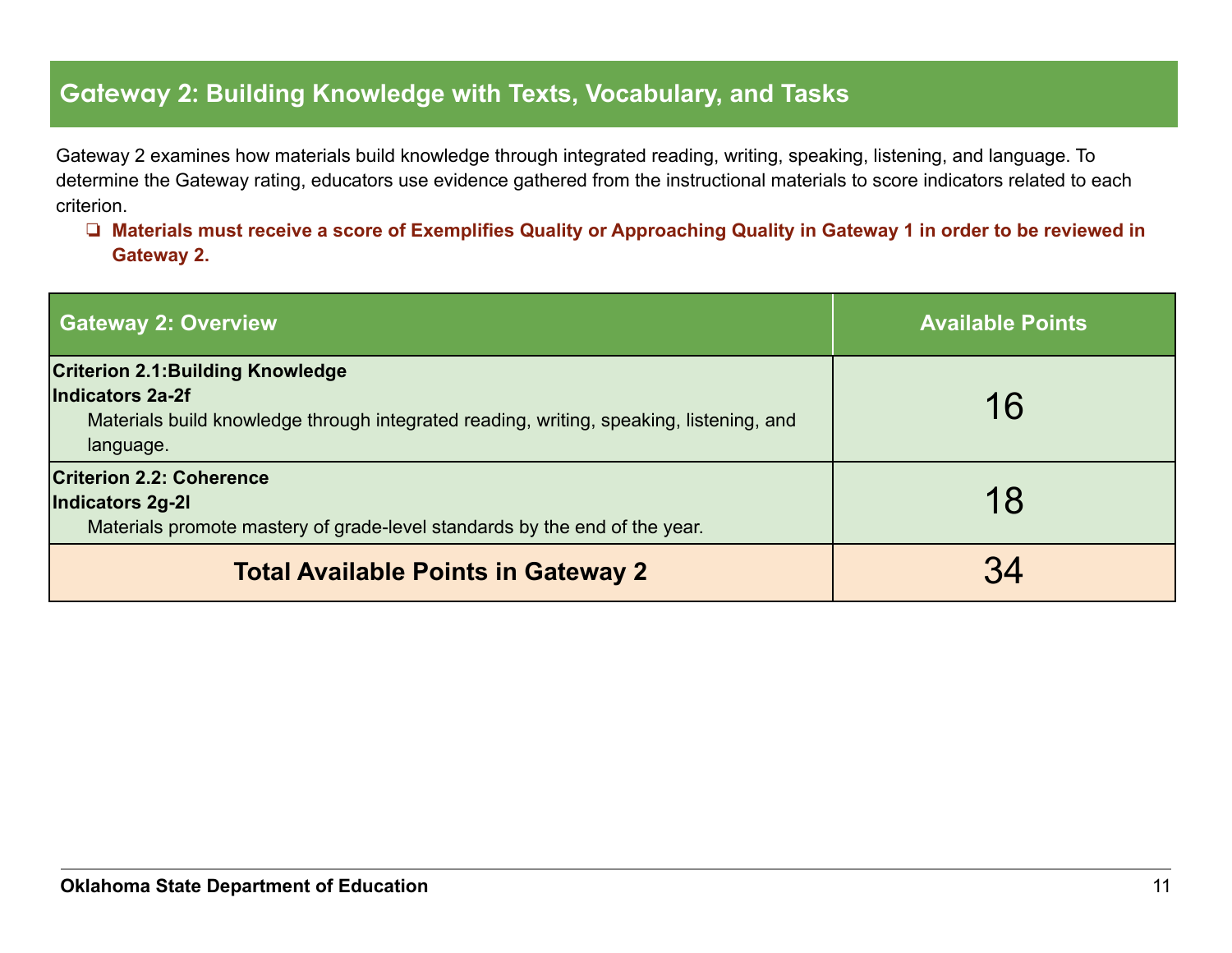## Gateway 2: Building Knowledge with Texts, Vocabulary, and Tasks

Gateway 2 examines how materials build knowledge through integrated reading, writing, speaking, listening, and language. To determine the Gateway rating, educators use evidence gathered from the instructional materials to score indicators related to each criterion.

- ❏ **Materials must receive a score of Exemplifies Quality or Approaching Quality in Gateway 1 in order to be reviewed in Gateway 2.**

| Gateway 2: Overview | Available Points |
|---|---|
| **Criterion 2.1:Building Knowledge**<br>**Indicators 2a-2f**<br>Materials build knowledge through integrated reading, writing, speaking, listening, and language. | 16 |
| **Criterion 2.2: Coherence**<br>**Indicators 2g-2l**<br>Materials promote mastery of grade-level standards by the end of the year. | 18 |
| **Total Available Points in Gateway 2** | 34 |

**Oklahoma State Department of Education**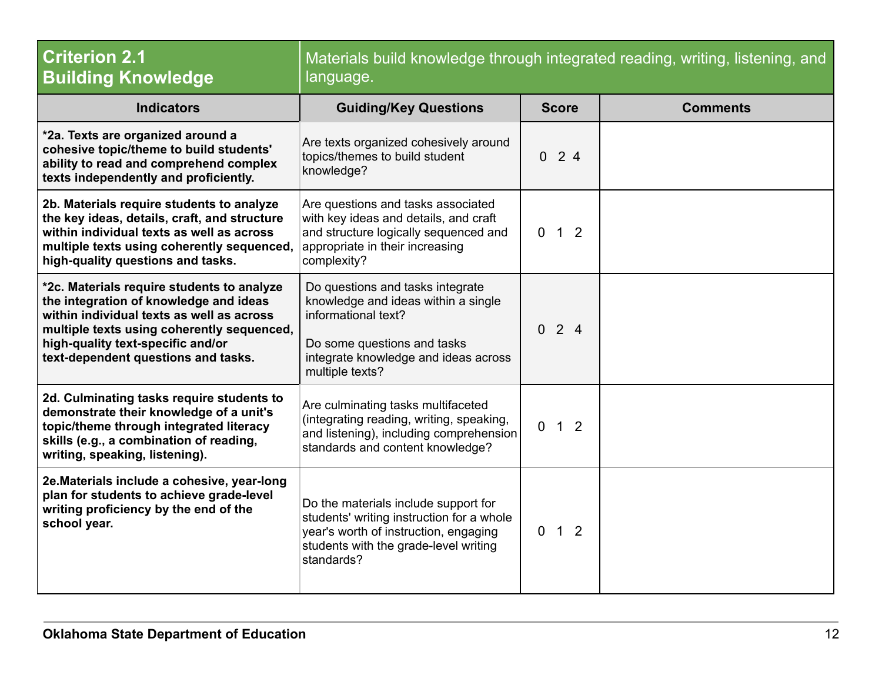| **Criterion 2.1 Building Knowledge** | Materials build knowledge through integrated reading, writing, listening, and language. | | |
|---|---|---|---|
| **Indicators** | **Guiding/Key Questions** | **Score** | **Comments** |
| ***2a. Texts are organized around a cohesive topic/theme to build students' ability to read and comprehend complex texts independently and proficiently.** | Are texts organized cohesively around topics/themes to build student knowledge? | 0 2 4 | |
| **2b. Materials require students to analyze the key ideas, details, craft, and structure within individual texts as well as across multiple texts using coherently sequenced, high-quality questions and tasks.** | Are questions and tasks associated with key ideas and details, and craft and structure logically sequenced and appropriate in their increasing complexity? | 0 1 2 | |
| ***2c. Materials require students to analyze the integration of knowledge and ideas within individual texts as well as across multiple texts using coherently sequenced, high-quality text-specific and/or text-dependent questions and tasks.** | Do questions and tasks integrate knowledge and ideas within a single informational text?<br><br>Do some questions and tasks integrate knowledge and ideas across multiple texts? | 0 2 4 | |
| **2d. Culminating tasks require students to demonstrate their knowledge of a unit's topic/theme through integrated literacy skills (e.g., a combination of reading, writing, speaking, listening).** | Are culminating tasks multifaceted (integrating reading, writing, speaking, and listening), including comprehension standards and content knowledge? | 0 1 2 | |
| **2e.Materials include a cohesive, year-long plan for students to achieve grade-level writing proficiency by the end of the school year.** | Do the materials include support for students' writing instruction for a whole year's worth of instruction, engaging students with the grade-level writing standards? | 0 1 2 | |

**Oklahoma State Department of Education**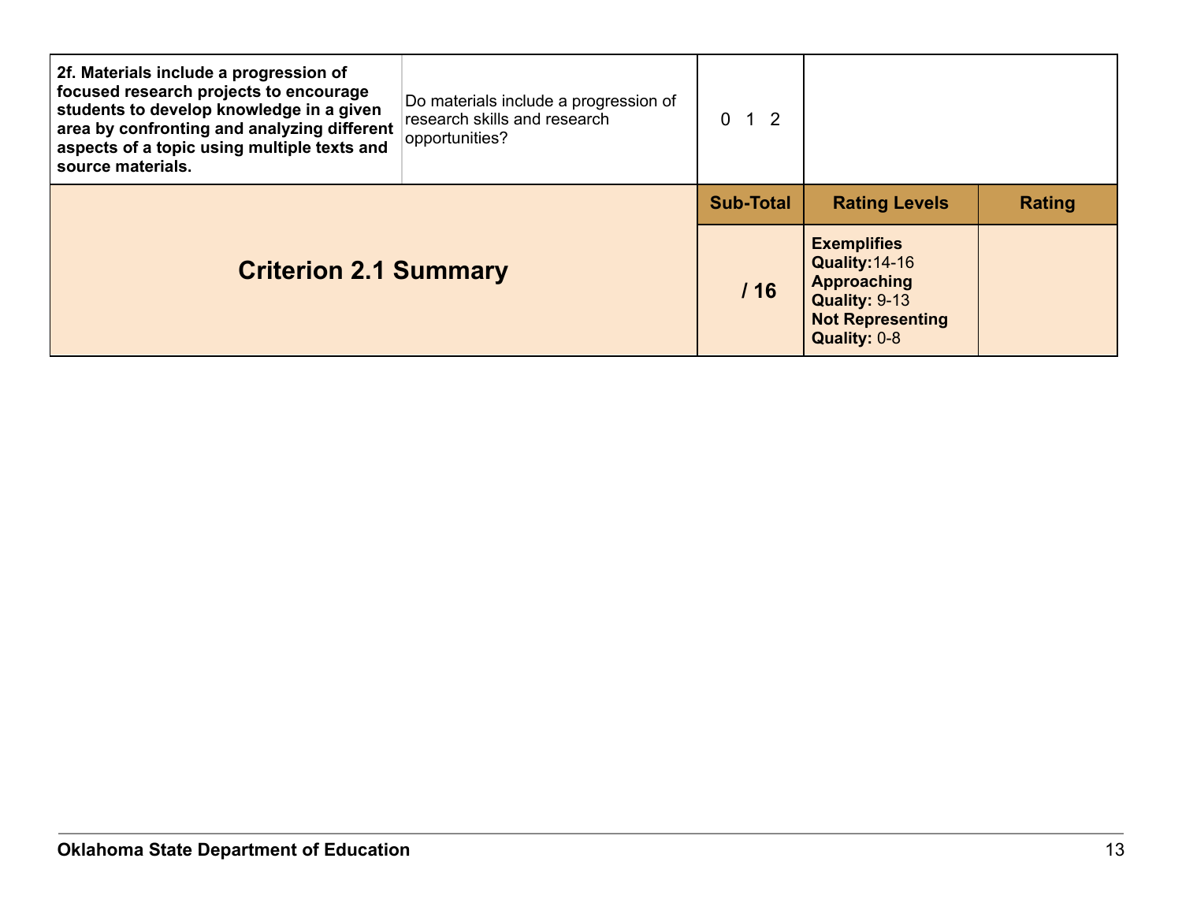| | | | | |
|---|---|---|---|---|
| **2f. Materials include a progression of focused research projects to encourage students to develop knowledge in a given area by confronting and analyzing different aspects of a topic using multiple texts and source materials.** | Do materials include a progression of research skills and research opportunities? | 0 1 2 | | |
| | | **Sub-Total** | **Rating Levels** | **Rating** |
| **Criterion 2.1 Summary** | | **/ 16** | **Exemplifies Quality:** 14-16<br>**Approaching Quality:** 9-13<br>**Not Representing Quality:** 0-8 | |

**Oklahoma State Department of Education**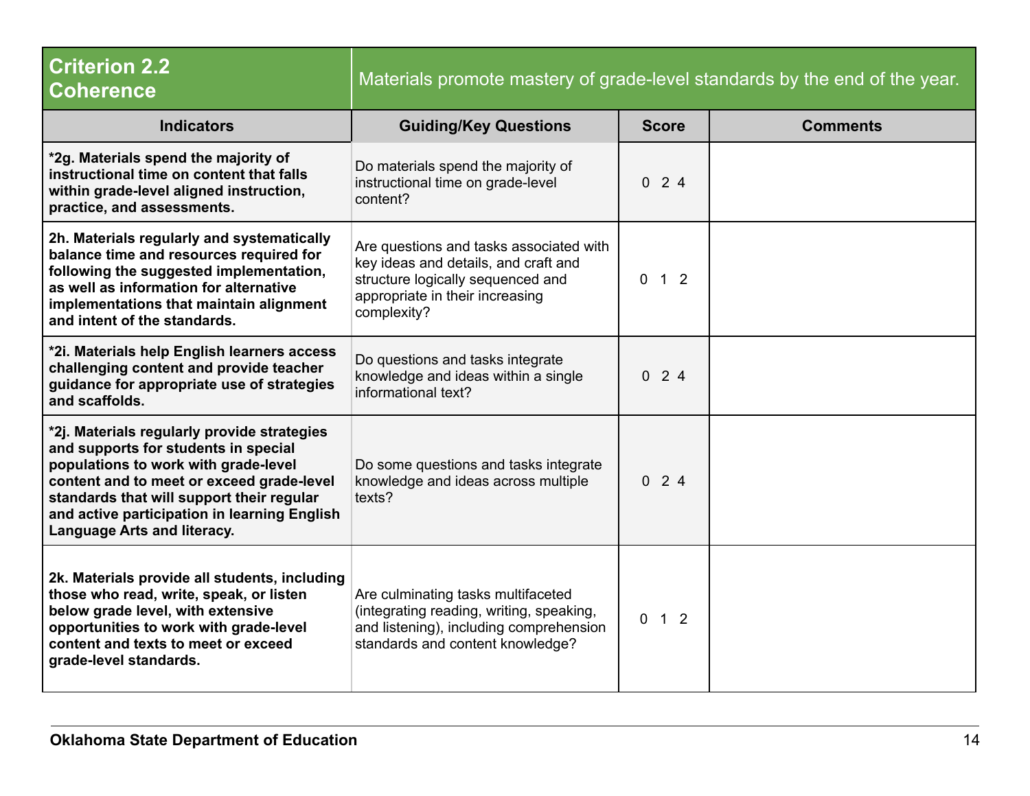| Criterion 2.2<br>Coherence | Materials promote mastery of grade-level standards by the end of the year. | | |
|---|---|---|---|
| **Indicators** | **Guiding/Key Questions** | **Score** | **Comments** |
| **\*2g. Materials spend the majority of instructional time on content that falls within grade-level aligned instruction, practice, and assessments.** | Do materials spend the majority of instructional time on grade-level content? | 0 2 4 | |
| **2h. Materials regularly and systematically balance time and resources required for following the suggested implementation, as well as information for alternative implementations that maintain alignment and intent of the standards.** | Are questions and tasks associated with key ideas and details, and craft and structure logically sequenced and appropriate in their increasing complexity? | 0 1 2 | |
| **\*2i. Materials help English learners access challenging content and provide teacher guidance for appropriate use of strategies and scaffolds.** | Do questions and tasks integrate knowledge and ideas within a single informational text? | 0 2 4 | |
| **\*2j. Materials regularly provide strategies and supports for students in special populations to work with grade-level content and to meet or exceed grade-level standards that will support their regular and active participation in learning English Language Arts and literacy.** | Do some questions and tasks integrate knowledge and ideas across multiple texts? | 0 2 4 | |
| **2k. Materials provide all students, including those who read, write, speak, or listen below grade level, with extensive opportunities to work with grade-level content and texts to meet or exceed grade-level standards.** | Are culminating tasks multifaceted (integrating reading, writing, speaking, and listening), including comprehension standards and content knowledge? | 0 1 2 | |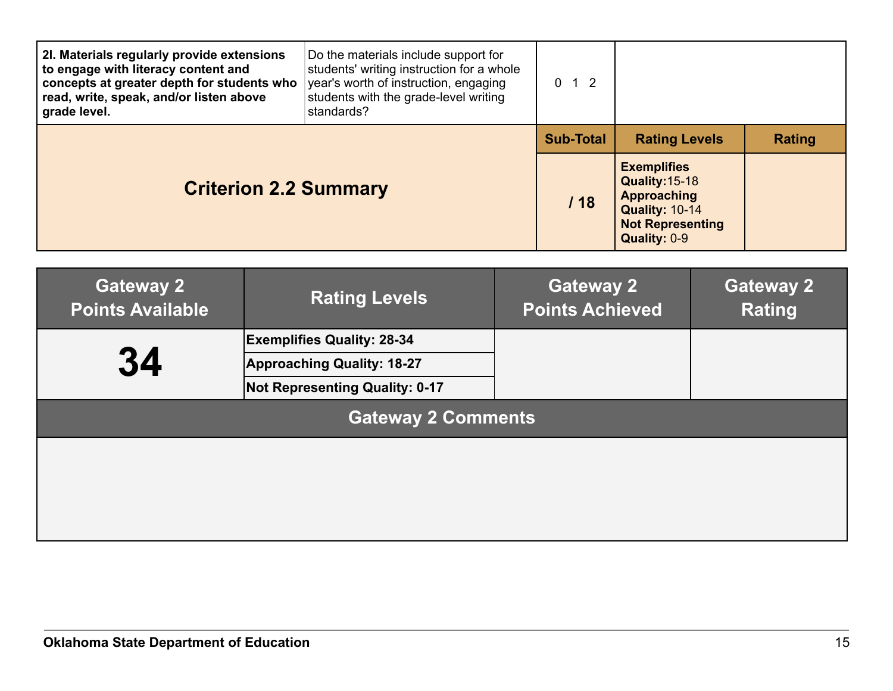| | | | | |
|---|---|---|---|---|
| **2l. Materials regularly provide extensions to engage with literacy content and concepts at greater depth for students who read, write, speak, and/or listen above grade level.** | Do the materials include support for students' writing instruction for a whole year's worth of instruction, engaging students with the grade-level writing standards? | 0 1 2 | | |
| **Criterion 2.2 Summary** | | **Sub-Total** | **Rating Levels** | **Rating** |
| | | **/ 18** | **Exemplifies Quality:** 15-18 **Approaching Quality:** 10-14 **Not Representing Quality:** 0-9 | |

| Gateway 2 Points Available | Rating Levels | Gateway 2 Points Achieved | Gateway 2 Rating |
|---|---|---|---|
| **34** | **Exemplifies Quality: 28-34** | | |
| | **Approaching Quality: 18-27** | | |
| | **Not Representing Quality: 0-17** | | |

| Gateway 2 Comments |
|---|
| |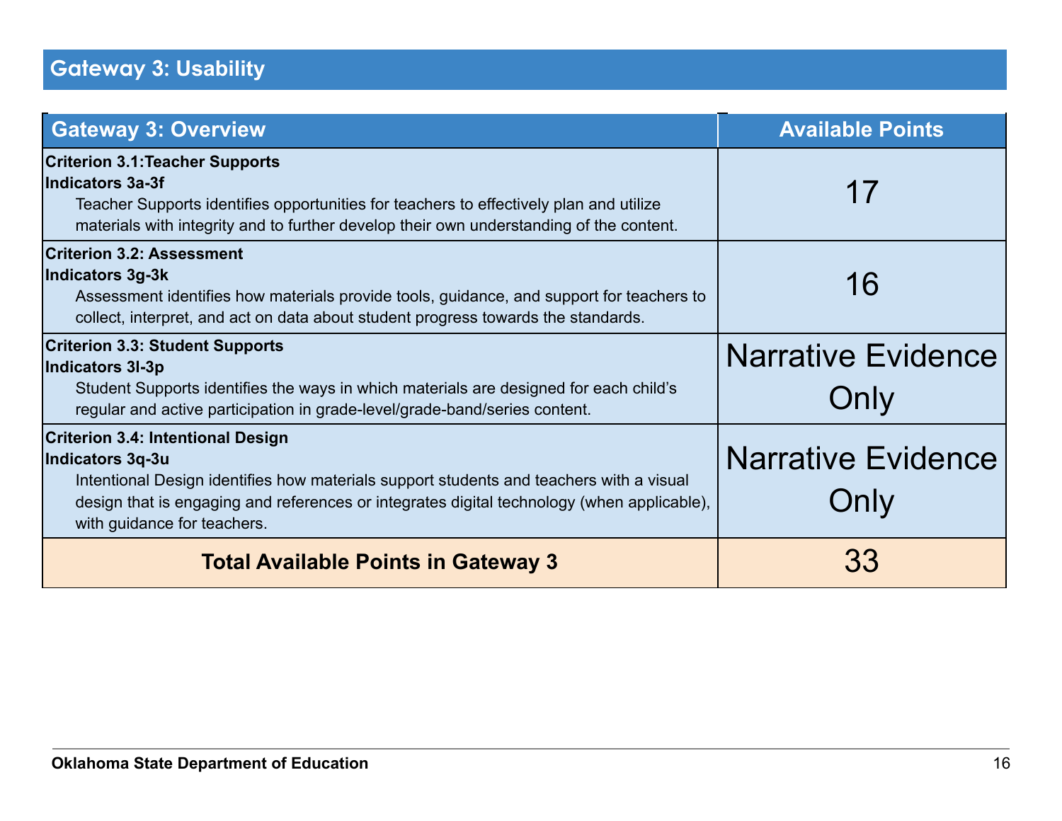## Gateway 3: Usability

| Gateway 3: Overview | Available Points |
|---|---|
| **Criterion 3.1:Teacher Supports**<br>**Indicators 3a-3f**<br>Teacher Supports identifies opportunities for teachers to effectively plan and utilize materials with integrity and to further develop their own understanding of the content. | 17 |
| **Criterion 3.2: Assessment**<br>**Indicators 3g-3k**<br>Assessment identifies how materials provide tools, guidance, and support for teachers to collect, interpret, and act on data about student progress towards the standards. | 16 |
| **Criterion 3.3: Student Supports**<br>**Indicators 3l-3p**<br>Student Supports identifies the ways in which materials are designed for each child's regular and active participation in grade-level/grade-band/series content. | Narrative Evidence Only |
| **Criterion 3.4: Intentional Design**<br>**Indicators 3q-3u**<br>Intentional Design identifies how materials support students and teachers with a visual design that is engaging and references or integrates digital technology (when applicable), with guidance for teachers. | Narrative Evidence Only |
| **Total Available Points in Gateway 3** | 33 |

**Oklahoma State Department of Education**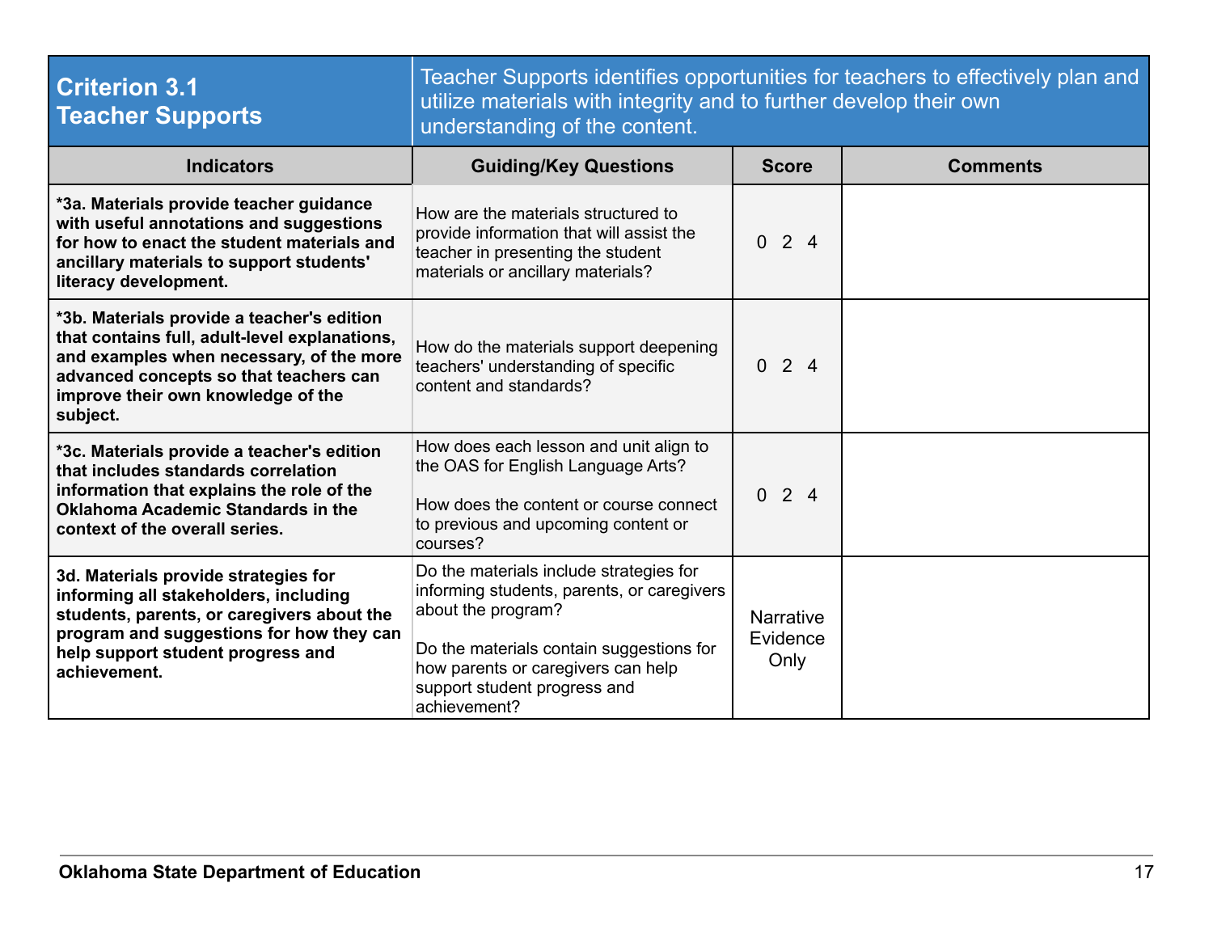| Criterion 3.1 Teacher Supports | Teacher Supports identifies opportunities for teachers to effectively plan and utilize materials with integrity and to further develop their own understanding of the content. | | |
|---|---|---|---|
| **Indicators** | **Guiding/Key Questions** | **Score** | **Comments** |
| ***3a. Materials provide teacher guidance with useful annotations and suggestions for how to enact the student materials and ancillary materials to support students' literacy development.** | How are the materials structured to provide information that will assist the teacher in presenting the student materials or ancillary materials? | 0 2 4 | |
| ***3b. Materials provide a teacher's edition that contains full, adult-level explanations, and examples when necessary, of the more advanced concepts so that teachers can improve their own knowledge of the subject.** | How do the materials support deepening teachers' understanding of specific content and standards? | 0 2 4 | |
| ***3c. Materials provide a teacher's edition that includes standards correlation information that explains the role of the Oklahoma Academic Standards in the context of the overall series.** | How does each lesson and unit align to the OAS for English Language Arts?<br><br>How does the content or course connect to previous and upcoming content or courses? | 0 2 4 | |
| **3d. Materials provide strategies for informing all stakeholders, including students, parents, or caregivers about the program and suggestions for how they can help support student progress and achievement.** | Do the materials include strategies for informing students, parents, or caregivers about the program?<br><br>Do the materials contain suggestions for how parents or caregivers can help support student progress and achievement? | Narrative Evidence Only | |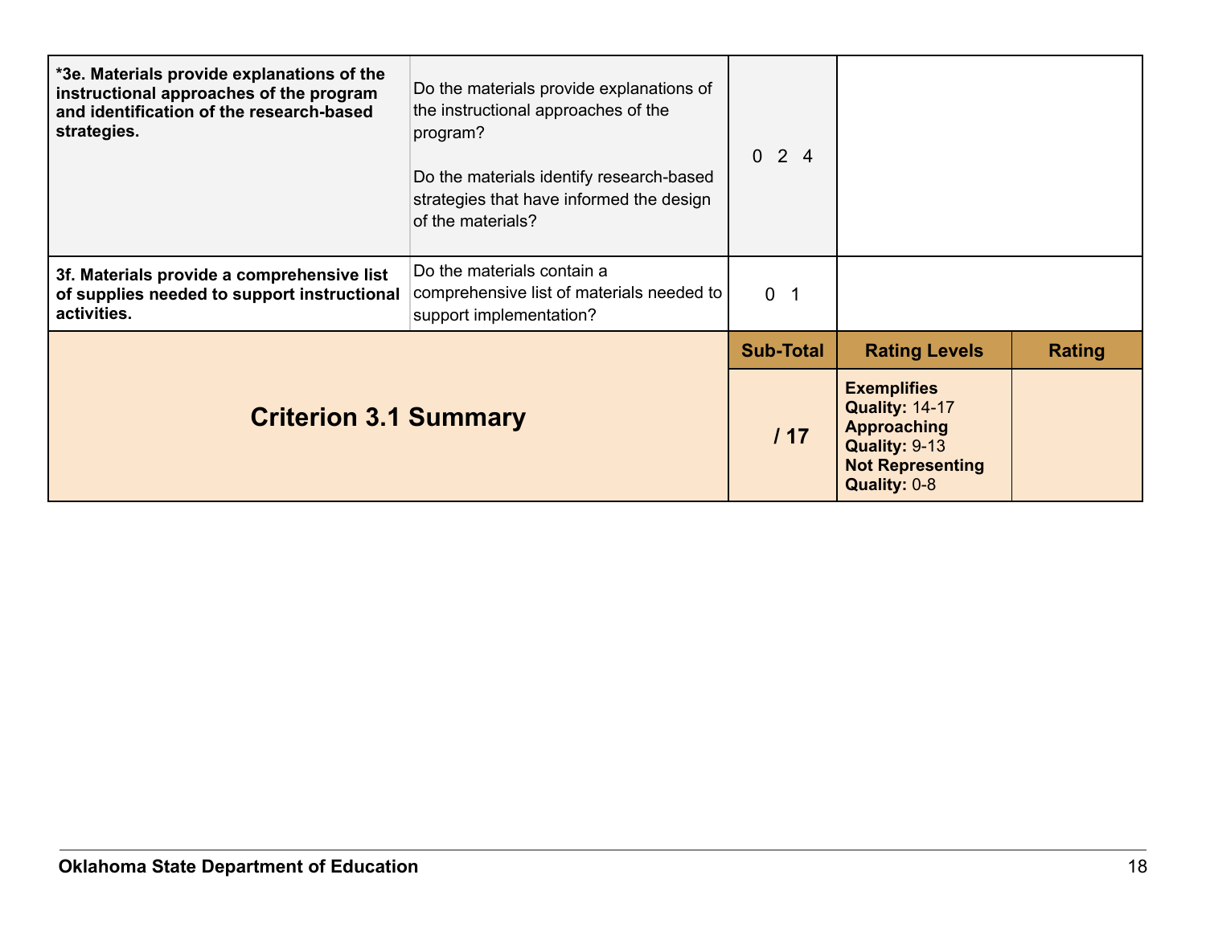| | | | | |
|---|---|---|---|---|
| ***3e. Materials provide explanations of the instructional approaches of the program and identification of the research-based strategies.** | Do the materials provide explanations of the instructional approaches of the program?<br><br>Do the materials identify research-based strategies that have informed the design of the materials? | 0 2 4 | | |
| **3f. Materials provide a comprehensive list of supplies needed to support instructional activities.** | Do the materials contain a comprehensive list of materials needed to support implementation? | 0 1 | | |
| **Criterion 3.1 Summary** | | **Sub-Total** | **Rating Levels** | **Rating** |
| | | **/ 17** | **Exemplifies Quality:** 14-17<br>**Approaching Quality:** 9-13<br>**Not Representing Quality:** 0-8 | |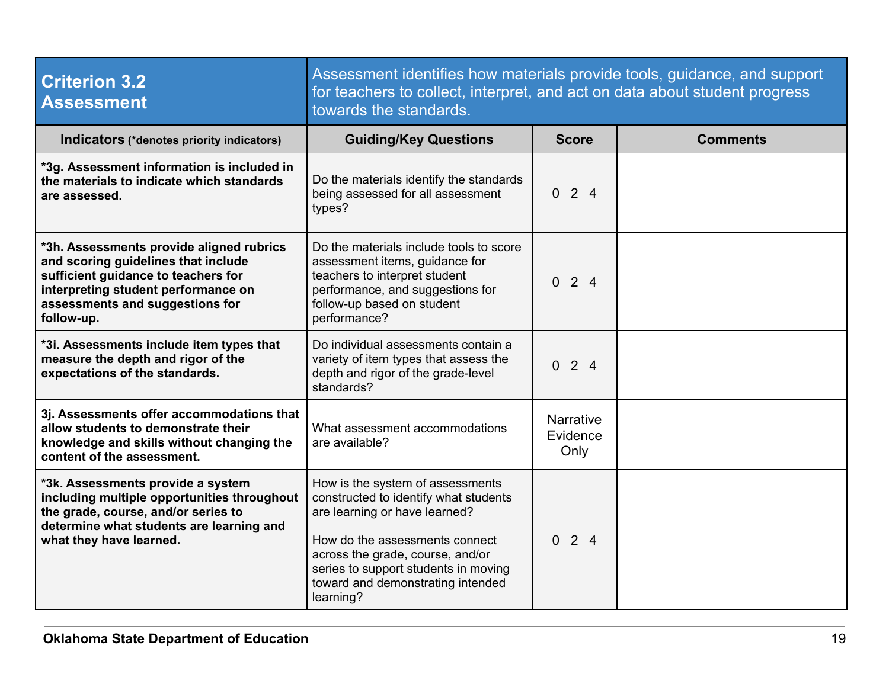| **Criterion 3.2 Assessment** | Assessment identifies how materials provide tools, guidance, and support for teachers to collect, interpret, and act on data about student progress towards the standards. | | |
|---|---|---|---|
| **Indicators** (*denotes priority indicators) | **Guiding/Key Questions** | **Score** | **Comments** |
| ***3g. Assessment information is included in the materials to indicate which standards are assessed.** | Do the materials identify the standards being assessed for all assessment types? | 0 2 4 | |
| ***3h. Assessments provide aligned rubrics and scoring guidelines that include sufficient guidance to teachers for interpreting student performance on assessments and suggestions for follow-up.** | Do the materials include tools to score assessment items, guidance for teachers to interpret student performance, and suggestions for follow-up based on student performance? | 0 2 4 | |
| ***3i. Assessments include item types that measure the depth and rigor of the expectations of the standards.** | Do individual assessments contain a variety of item types that assess the depth and rigor of the grade-level standards? | 0 2 4 | |
| **3j. Assessments offer accommodations that allow students to demonstrate their knowledge and skills without changing the content of the assessment.** | What assessment accommodations are available? | Narrative Evidence Only | |
| ***3k. Assessments provide a system including multiple opportunities throughout the grade, course, and/or series to determine what students are learning and what they have learned.** | How is the system of assessments constructed to identify what students are learning or have learned?<br><br>How do the assessments connect across the grade, course, and/or series to support students in moving toward and demonstrating intended learning? | 0 2 4 | |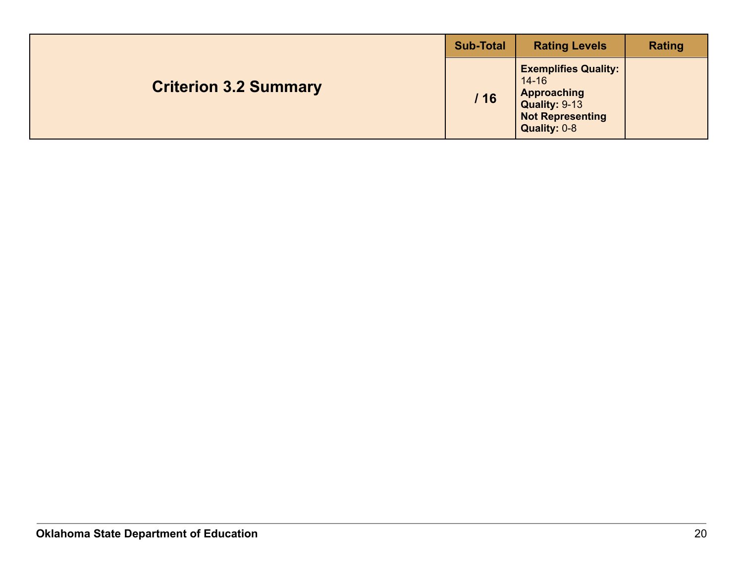| Criterion 3.2 Summary | Sub-Total | Rating Levels | Rating |
|---|---|---|---|
| | / 16 | **Exemplifies Quality:** 14-16 **Approaching Quality:** 9-13 **Not Representing Quality:** 0-8 | |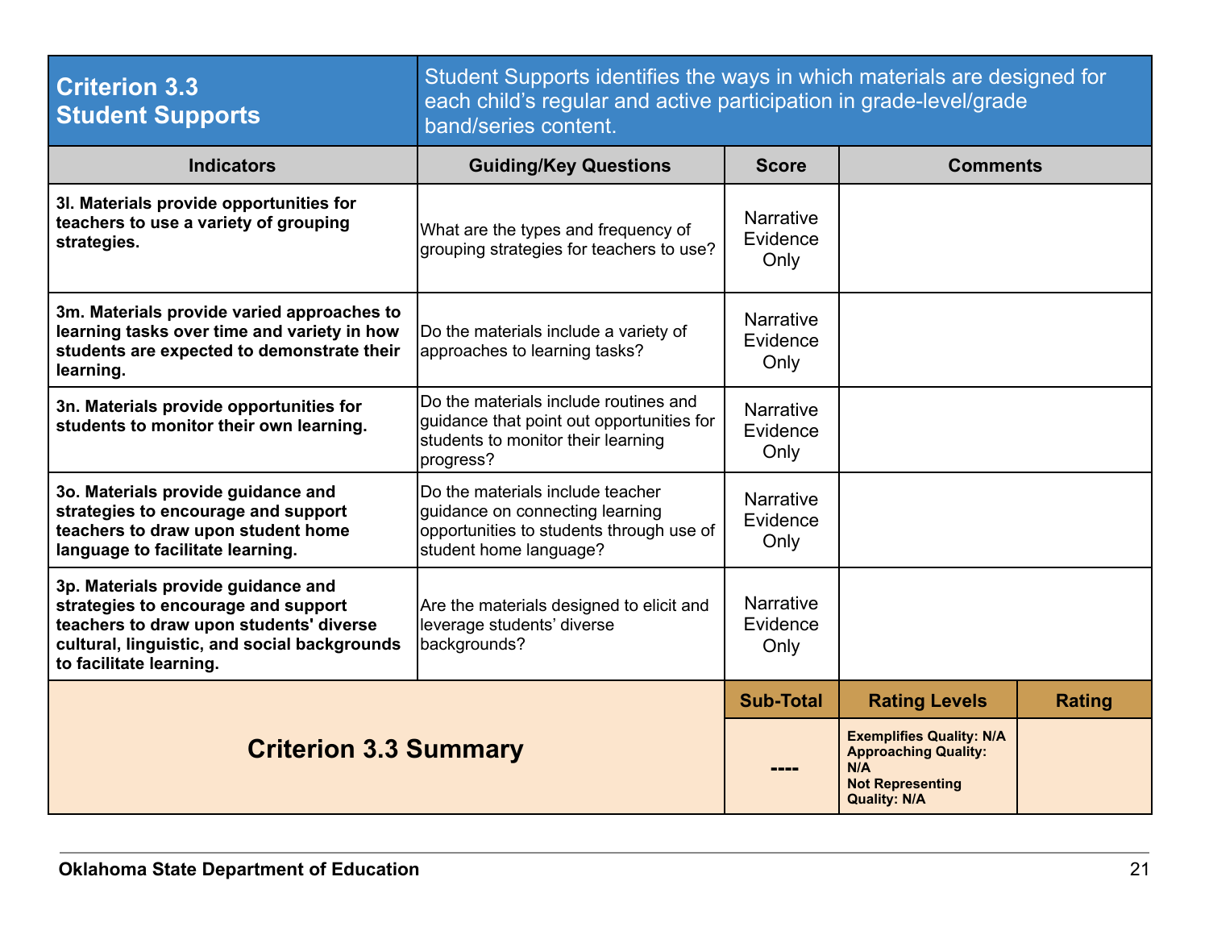| **Criterion 3.3 Student Supports** | Student Supports identifies the ways in which materials are designed for each child's regular and active participation in grade-level/grade band/series content. | | | |
|---|---|---|---|---|
| **Indicators** | **Guiding/Key Questions** | **Score** | **Comments** | |
| **3l. Materials provide opportunities for teachers to use a variety of grouping strategies.** | What are the types and frequency of grouping strategies for teachers to use? | Narrative Evidence Only | | |
| **3m. Materials provide varied approaches to learning tasks over time and variety in how students are expected to demonstrate their learning.** | Do the materials include a variety of approaches to learning tasks? | Narrative Evidence Only | | |
| **3n. Materials provide opportunities for students to monitor their own learning.** | Do the materials include routines and guidance that point out opportunities for students to monitor their learning progress? | Narrative Evidence Only | | |
| **3o. Materials provide guidance and strategies to encourage and support teachers to draw upon student home language to facilitate learning.** | Do the materials include teacher guidance on connecting learning opportunities to students through use of student home language? | Narrative Evidence Only | | |
| **3p. Materials provide guidance and strategies to encourage and support teachers to draw upon students' diverse cultural, linguistic, and social backgrounds to facilitate learning.** | Are the materials designed to elicit and leverage students' diverse backgrounds? | Narrative Evidence Only | | |
| **Criterion 3.3 Summary** | | **Sub-Total** | **Rating Levels** | **Rating** |
| | | ---- | **Exemplifies Quality: N/A**<br>**Approaching Quality: N/A**<br>**Not Representing Quality: N/A** | |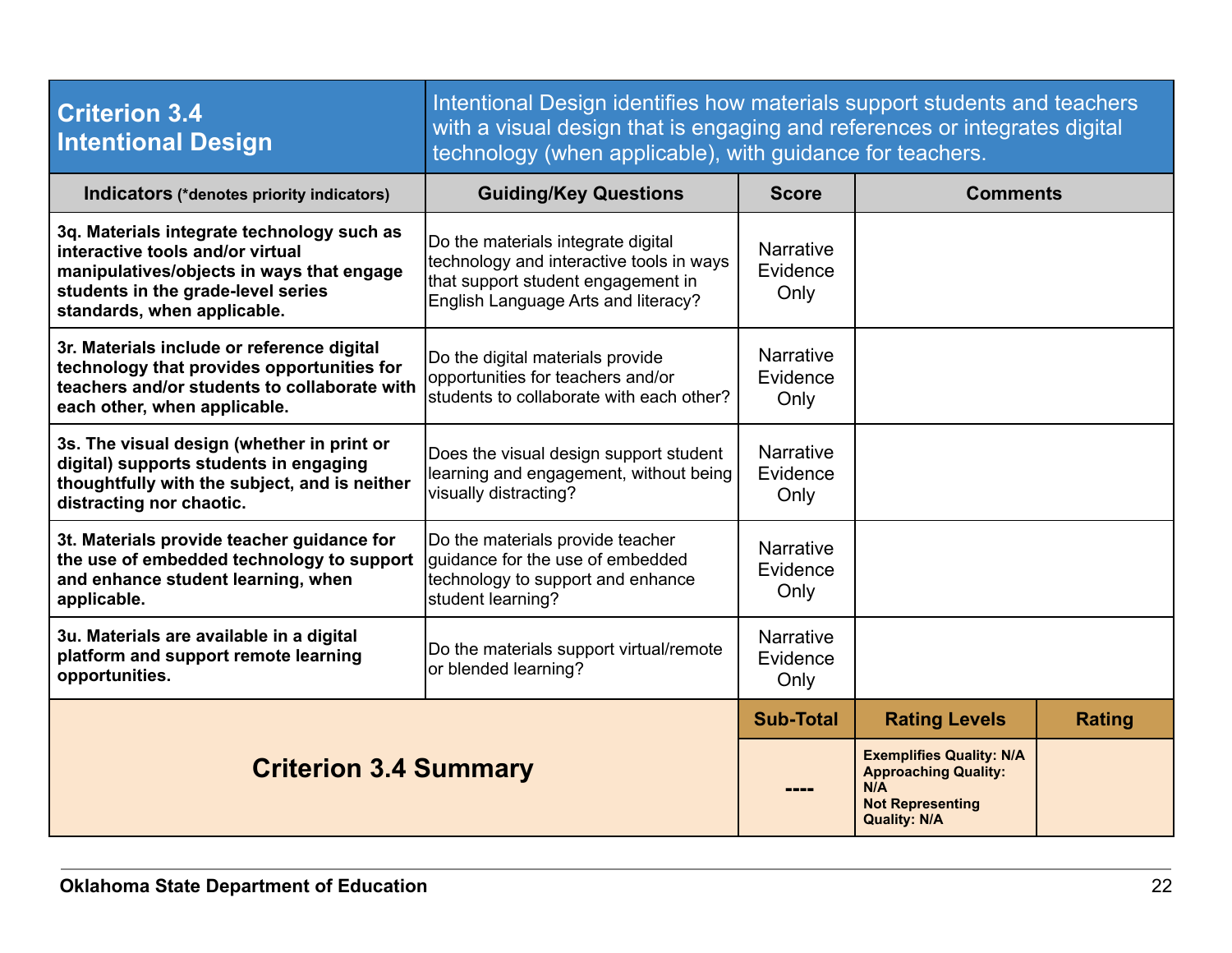| **Criterion 3.4 Intentional Design** | Intentional Design identifies how materials support students and teachers with a visual design that is engaging and references or integrates digital technology (when applicable), with guidance for teachers. | | | |
|---|---|---|---|---|
| **Indicators** (*denotes priority indicators) | **Guiding/Key Questions** | **Score** | **Comments** | |
| **3q. Materials integrate technology such as interactive tools and/or virtual manipulatives/objects in ways that engage students in the grade-level series standards, when applicable.** | Do the materials integrate digital technology and interactive tools in ways that support student engagement in English Language Arts and literacy? | Narrative Evidence Only | | |
| **3r. Materials include or reference digital technology that provides opportunities for teachers and/or students to collaborate with each other, when applicable.** | Do the digital materials provide opportunities for teachers and/or students to collaborate with each other? | Narrative Evidence Only | | |
| **3s. The visual design (whether in print or digital) supports students in engaging thoughtfully with the subject, and is neither distracting nor chaotic.** | Does the visual design support student learning and engagement, without being visually distracting? | Narrative Evidence Only | | |
| **3t. Materials provide teacher guidance for the use of embedded technology to support and enhance student learning, when applicable.** | Do the materials provide teacher guidance for the use of embedded technology to support and enhance student learning? | Narrative Evidence Only | | |
| **3u. Materials are available in a digital platform and support remote learning opportunities.** | Do the materials support virtual/remote or blended learning? | Narrative Evidence Only | | |
| **Criterion 3.4 Summary** | | **Sub-Total** | **Rating Levels** | **Rating** |
| | | ---- | **Exemplifies Quality: N/A**<br>**Approaching Quality: N/A**<br>**Not Representing Quality: N/A** | |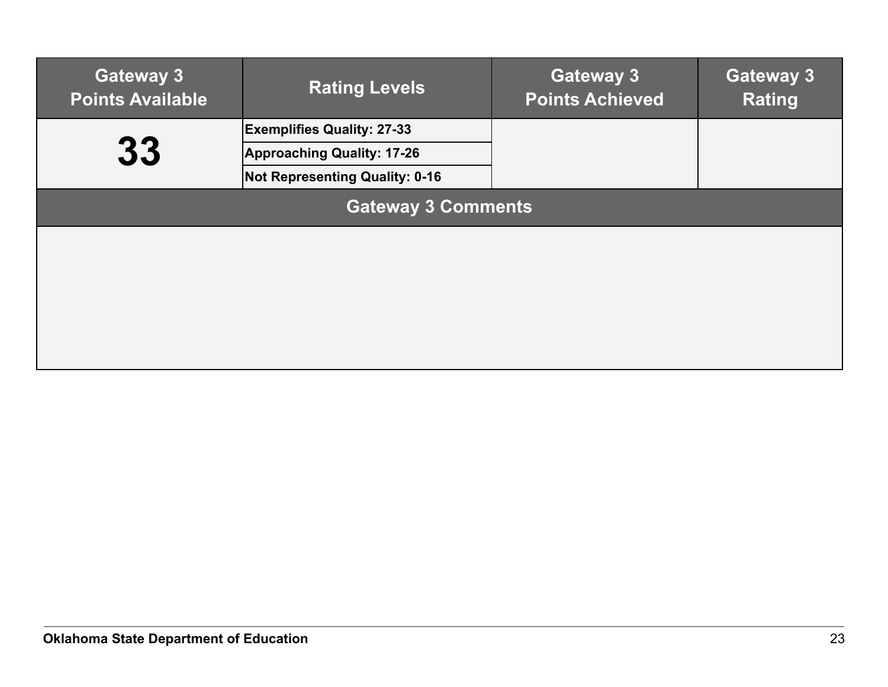| Gateway 3 Points Available | Rating Levels | Gateway 3 Points Achieved | Gateway 3 Rating |
|---|---|---|---|
| **33** | **Exemplifies Quality: 27-33** | | |
| | **Approaching Quality: 17-26** | | |
| | **Not Representing Quality: 0-16** | | |

| Gateway 3 Comments |
|---|
| |

**Oklahoma State Department of Education**